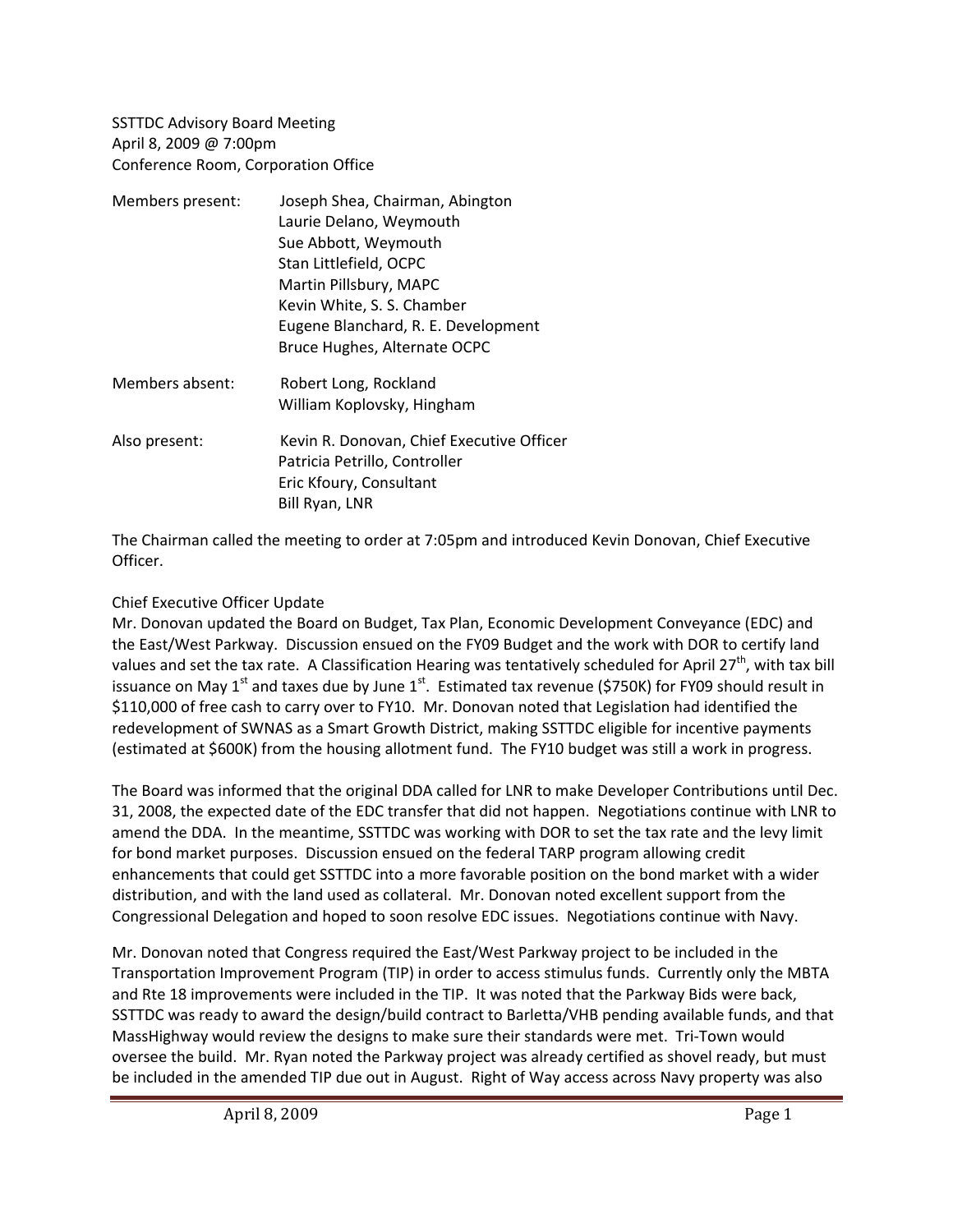SSTTDC Advisory Board Meeting
April 8, 2009 @ 7:00pm
Conference Room, Corporation Office

| | |
|---|---|
| Members present: | Joseph Shea, Chairman, Abington |
| | Laurie Delano, Weymouth |
| | Sue Abbott, Weymouth |
| | Stan Littlefield, OCPC |
| | Martin Pillsbury, MAPC |
| | Kevin White, S. S. Chamber |
| | Eugene Blanchard, R. E. Development |
| | Bruce Hughes, Alternate OCPC |
| Members absent: | Robert Long, Rockland |
| | William Koplovsky, Hingham |
| Also present: | Kevin R. Donovan, Chief Executive Officer |
| | Patricia Petrillo, Controller |
| | Eric Kfoury, Consultant |
| | Bill Ryan, LNR |

The Chairman called the meeting to order at 7:05pm and introduced Kevin Donovan, Chief Executive Officer.

Chief Executive Officer Update

Mr. Donovan updated the Board on Budget, Tax Plan, Economic Development Conveyance (EDC) and the East/West Parkway. Discussion ensued on the FY09 Budget and the work with DOR to certify land values and set the tax rate. A Classification Hearing was tentatively scheduled for April 27th, with tax bill issuance on May 1st and taxes due by June 1st. Estimated tax revenue ($750K) for FY09 should result in $110,000 of free cash to carry over to FY10. Mr. Donovan noted that Legislation had identified the redevelopment of SWNAS as a Smart Growth District, making SSTTDC eligible for incentive payments (estimated at $600K) from the housing allotment fund. The FY10 budget was still a work in progress.

The Board was informed that the original DDA called for LNR to make Developer Contributions until Dec. 31, 2008, the expected date of the EDC transfer that did not happen. Negotiations continue with LNR to amend the DDA. In the meantime, SSTTDC was working with DOR to set the tax rate and the levy limit for bond market purposes. Discussion ensued on the federal TARP program allowing credit enhancements that could get SSTTDC into a more favorable position on the bond market with a wider distribution, and with the land used as collateral. Mr. Donovan noted excellent support from the Congressional Delegation and hoped to soon resolve EDC issues. Negotiations continue with Navy.

Mr. Donovan noted that Congress required the East/West Parkway project to be included in the Transportation Improvement Program (TIP) in order to access stimulus funds. Currently only the MBTA and Rte 18 improvements were included in the TIP. It was noted that the Parkway Bids were back, SSTTDC was ready to award the design/build contract to Barletta/VHB pending available funds, and that MassHighway would review the designs to make sure their standards were met. Tri-Town would oversee the build. Mr. Ryan noted the Parkway project was already certified as shovel ready, but must be included in the amended TIP due out in August. Right of Way access across Navy property was also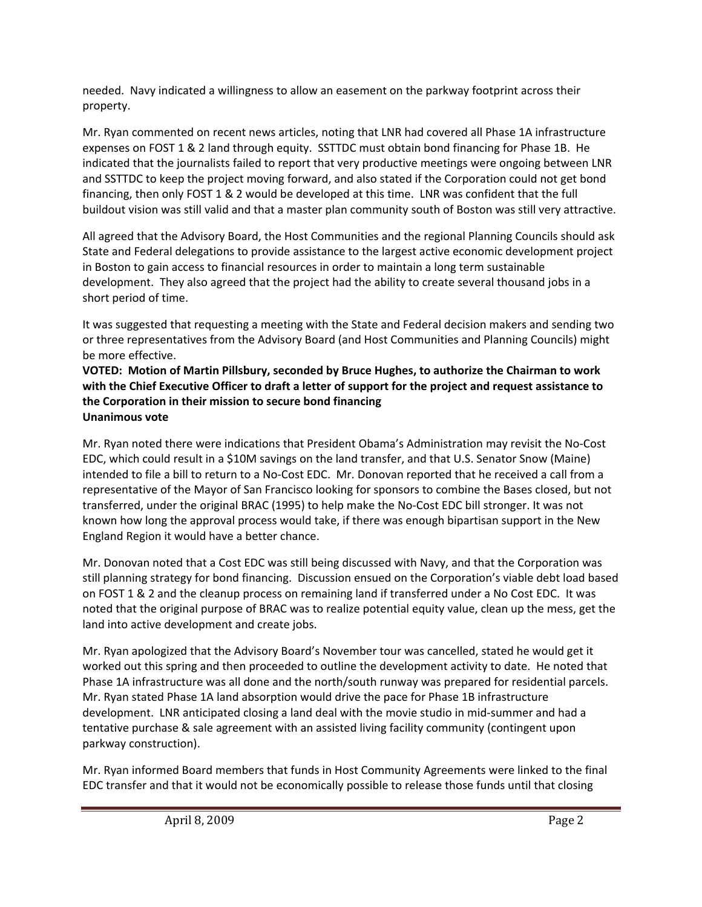needed. Navy indicated a willingness to allow an easement on the parkway footprint across their property.

Mr. Ryan commented on recent news articles, noting that LNR had covered all Phase 1A infrastructure expenses on FOST 1 & 2 land through equity. SSTTDC must obtain bond financing for Phase 1B. He indicated that the journalists failed to report that very productive meetings were ongoing between LNR and SSTTDC to keep the project moving forward, and also stated if the Corporation could not get bond financing, then only FOST 1 & 2 would be developed at this time. LNR was confident that the full buildout vision was still valid and that a master plan community south of Boston was still very attractive.

All agreed that the Advisory Board, the Host Communities and the regional Planning Councils should ask State and Federal delegations to provide assistance to the largest active economic development project in Boston to gain access to financial resources in order to maintain a long term sustainable development. They also agreed that the project had the ability to create several thousand jobs in a short period of time.

It was suggested that requesting a meeting with the State and Federal decision makers and sending two or three representatives from the Advisory Board (and Host Communities and Planning Councils) might be more effective.

**VOTED: Motion of Martin Pillsbury, seconded by Bruce Hughes, to authorize the Chairman to work with the Chief Executive Officer to draft a letter of support for the project and request assistance to the Corporation in their mission to secure bond financing**
**Unanimous vote**

Mr. Ryan noted there were indications that President Obama's Administration may revisit the No-Cost EDC, which could result in a $10M savings on the land transfer, and that U.S. Senator Snow (Maine) intended to file a bill to return to a No-Cost EDC. Mr. Donovan reported that he received a call from a representative of the Mayor of San Francisco looking for sponsors to combine the Bases closed, but not transferred, under the original BRAC (1995) to help make the No-Cost EDC bill stronger. It was not known how long the approval process would take, if there was enough bipartisan support in the New England Region it would have a better chance.

Mr. Donovan noted that a Cost EDC was still being discussed with Navy, and that the Corporation was still planning strategy for bond financing. Discussion ensued on the Corporation's viable debt load based on FOST 1 & 2 and the cleanup process on remaining land if transferred under a No Cost EDC. It was noted that the original purpose of BRAC was to realize potential equity value, clean up the mess, get the land into active development and create jobs.

Mr. Ryan apologized that the Advisory Board's November tour was cancelled, stated he would get it worked out this spring and then proceeded to outline the development activity to date. He noted that Phase 1A infrastructure was all done and the north/south runway was prepared for residential parcels. Mr. Ryan stated Phase 1A land absorption would drive the pace for Phase 1B infrastructure development. LNR anticipated closing a land deal with the movie studio in mid-summer and had a tentative purchase & sale agreement with an assisted living facility community (contingent upon parkway construction).

Mr. Ryan informed Board members that funds in Host Community Agreements were linked to the final EDC transfer and that it would not be economically possible to release those funds until that closing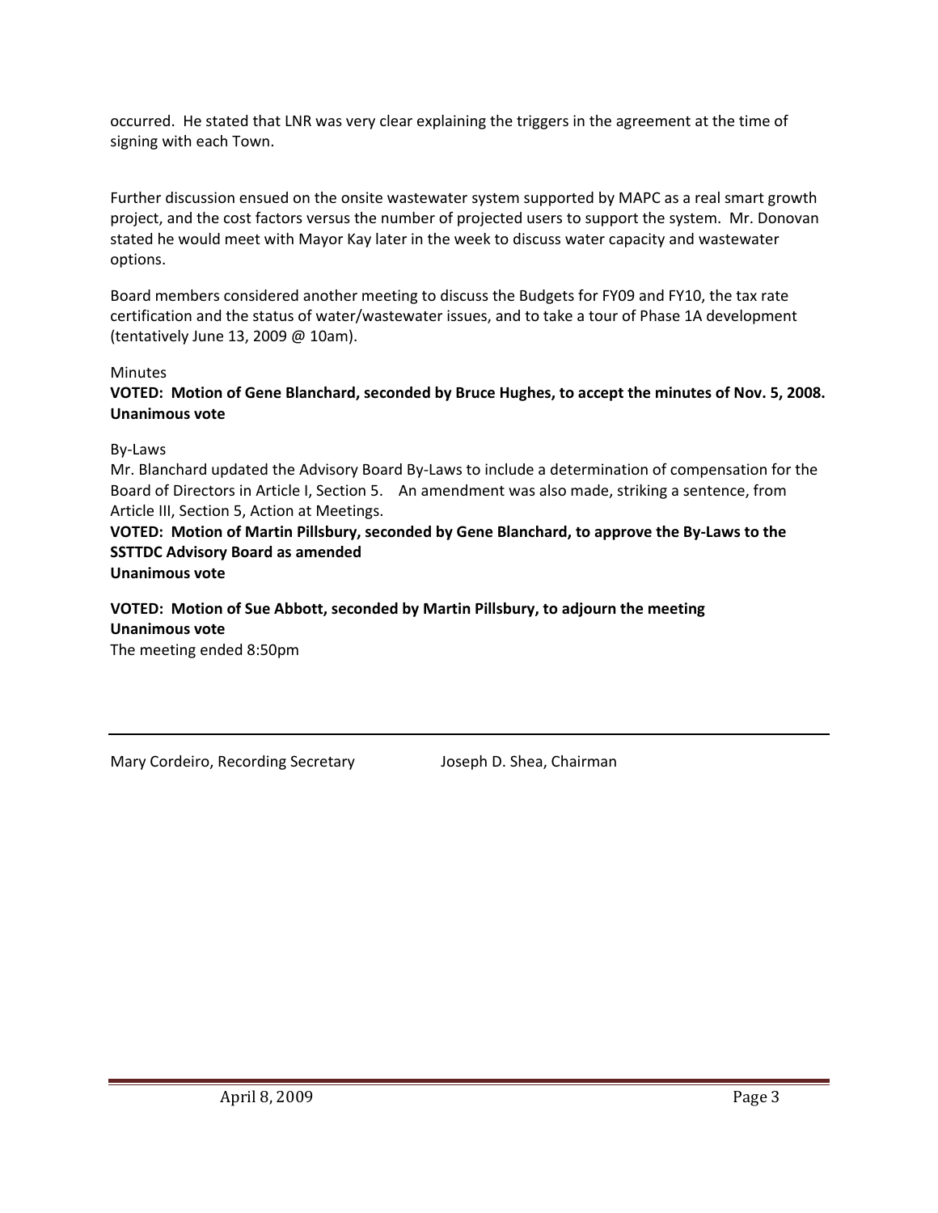occurred. He stated that LNR was very clear explaining the triggers in the agreement at the time of signing with each Town.

Further discussion ensued on the onsite wastewater system supported by MAPC as a real smart growth project, and the cost factors versus the number of projected users to support the system. Mr. Donovan stated he would meet with Mayor Kay later in the week to discuss water capacity and wastewater options.

Board members considered another meeting to discuss the Budgets for FY09 and FY10, the tax rate certification and the status of water/wastewater issues, and to take a tour of Phase 1A development (tentatively June 13, 2009 @ 10am).

Minutes

**VOTED: Motion of Gene Blanchard, seconded by Bruce Hughes, to accept the minutes of Nov. 5, 2008. Unanimous vote**

By-Laws

Mr. Blanchard updated the Advisory Board By-Laws to include a determination of compensation for the Board of Directors in Article I, Section 5. An amendment was also made, striking a sentence, from Article III, Section 5, Action at Meetings.

**VOTED: Motion of Martin Pillsbury, seconded by Gene Blanchard, to approve the By-Laws to the SSTTDC Advisory Board as amended**
**Unanimous vote**

**VOTED: Motion of Sue Abbott, seconded by Martin Pillsbury, to adjourn the meeting**
**Unanimous vote**
The meeting ended 8:50pm

---

Mary Cordeiro, Recording Secretary Joseph D. Shea, Chairman

April 8, 2009